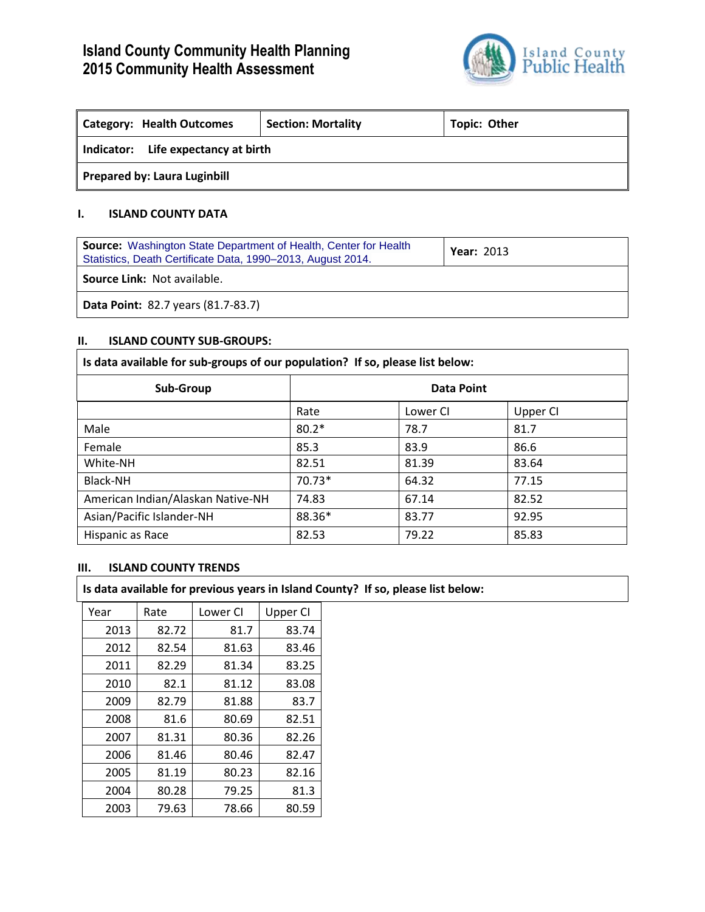# Island County Community Health Planning
# 2015 Community Health Assessment

| Category: Health Outcomes | Section: Mortality | Topic: Other |
|---|---|---|
| **Indicator:** Life expectancy at birth | | |
| **Prepared by:** Laura Luginbill | | |

## I. ISLAND COUNTY DATA

| **Source:** Washington State Department of Health, Center for Health Statistics, Death Certificate Data, 1990–2013, August 2014. | **Year:** 2013 |
|---|---|
| **Source Link:** Not available. | |
| **Data Point:** 82.7 years (81.7-83.7) | |

## II. ISLAND COUNTY SUB-GROUPS:

**Is data available for sub-groups of our population? If so, please list below:**

| Sub-Group | Data Point | | |
|---|---|---|---|
| | Rate | Lower CI | Upper CI |
| Male | 80.2* | 78.7 | 81.7 |
| Female | 85.3 | 83.9 | 86.6 |
| White-NH | 82.51 | 81.39 | 83.64 |
| Black-NH | 70.73* | 64.32 | 77.15 |
| American Indian/Alaskan Native-NH | 74.83 | 67.14 | 82.52 |
| Asian/Pacific Islander-NH | 88.36* | 83.77 | 92.95 |
| Hispanic as Race | 82.53 | 79.22 | 85.83 |

## III. ISLAND COUNTY TRENDS

**Is data available for previous years in Island County? If so, please list below:**

| Year | Rate | Lower CI | Upper CI |
|---|---|---|---|
| 2013 | 82.72 | 81.7 | 83.74 |
| 2012 | 82.54 | 81.63 | 83.46 |
| 2011 | 82.29 | 81.34 | 83.25 |
| 2010 | 82.1 | 81.12 | 83.08 |
| 2009 | 82.79 | 81.88 | 83.7 |
| 2008 | 81.6 | 80.69 | 82.51 |
| 2007 | 81.31 | 80.36 | 82.26 |
| 2006 | 81.46 | 80.46 | 82.47 |
| 2005 | 81.19 | 80.23 | 82.16 |
| 2004 | 80.28 | 79.25 | 81.3 |
| 2003 | 79.63 | 78.66 | 80.59 |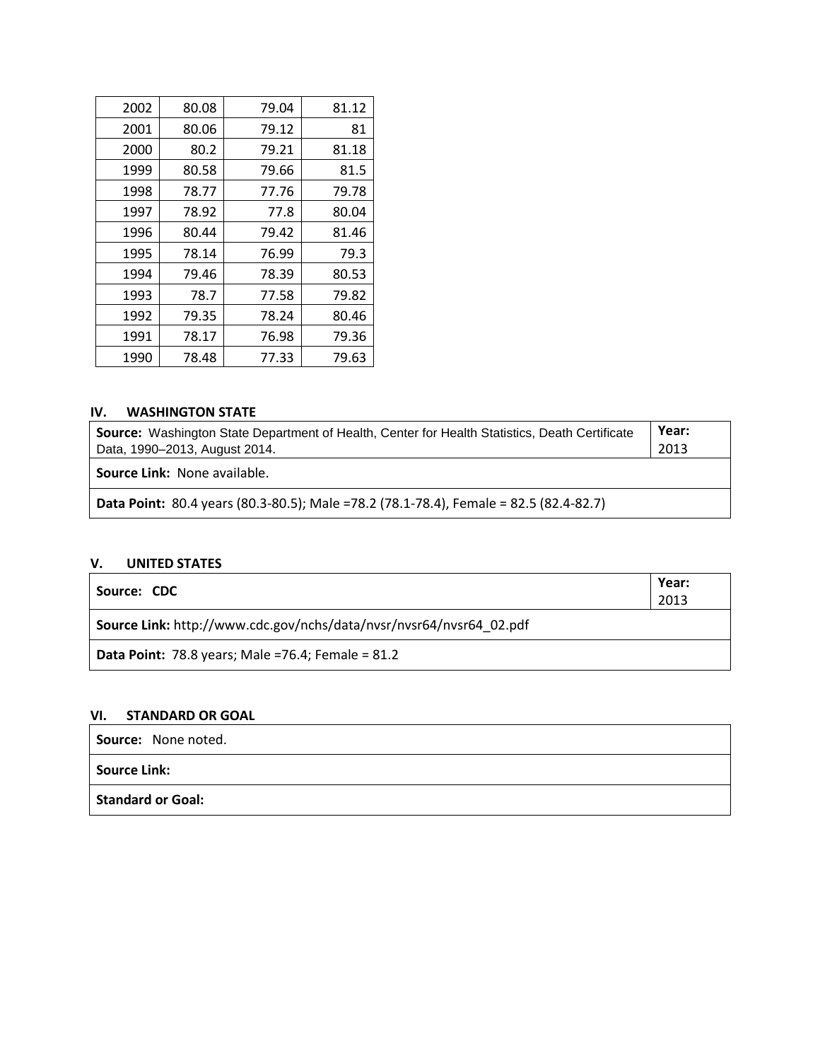| | | | |
|---|---|---|---|
| 2002 | 80.08 | 79.04 | 81.12 |
| 2001 | 80.06 | 79.12 | 81 |
| 2000 | 80.2 | 79.21 | 81.18 |
| 1999 | 80.58 | 79.66 | 81.5 |
| 1998 | 78.77 | 77.76 | 79.78 |
| 1997 | 78.92 | 77.8 | 80.04 |
| 1996 | 80.44 | 79.42 | 81.46 |
| 1995 | 78.14 | 76.99 | 79.3 |
| 1994 | 79.46 | 78.39 | 80.53 |
| 1993 | 78.7 | 77.58 | 79.82 |
| 1992 | 79.35 | 78.24 | 80.46 |
| 1991 | 78.17 | 76.98 | 79.36 |
| 1990 | 78.48 | 77.33 | 79.63 |

## IV. WASHINGTON STATE

| | |
|---|---|
| **Source:** Washington State Department of Health, Center for Health Statistics, Death Certificate Data, 1990–2013, August 2014. | **Year:** 2013 |
| **Source Link:** None available. | |
| **Data Point:** 80.4 years (80.3-80.5); Male =78.2 (78.1-78.4), Female = 82.5 (82.4-82.7) | |

## V. UNITED STATES

| | |
|---|---|
| **Source:** CDC | **Year:** 2013 |
| **Source Link:** http://www.cdc.gov/nchs/data/nvsr/nvsr64/nvsr64_02.pdf | |
| **Data Point:** 78.8 years; Male =76.4; Female = 81.2 | |

## VI. STANDARD OR GOAL

| |
|---|
| **Source:** None noted. |
| **Source Link:** |
| **Standard or Goal:** |